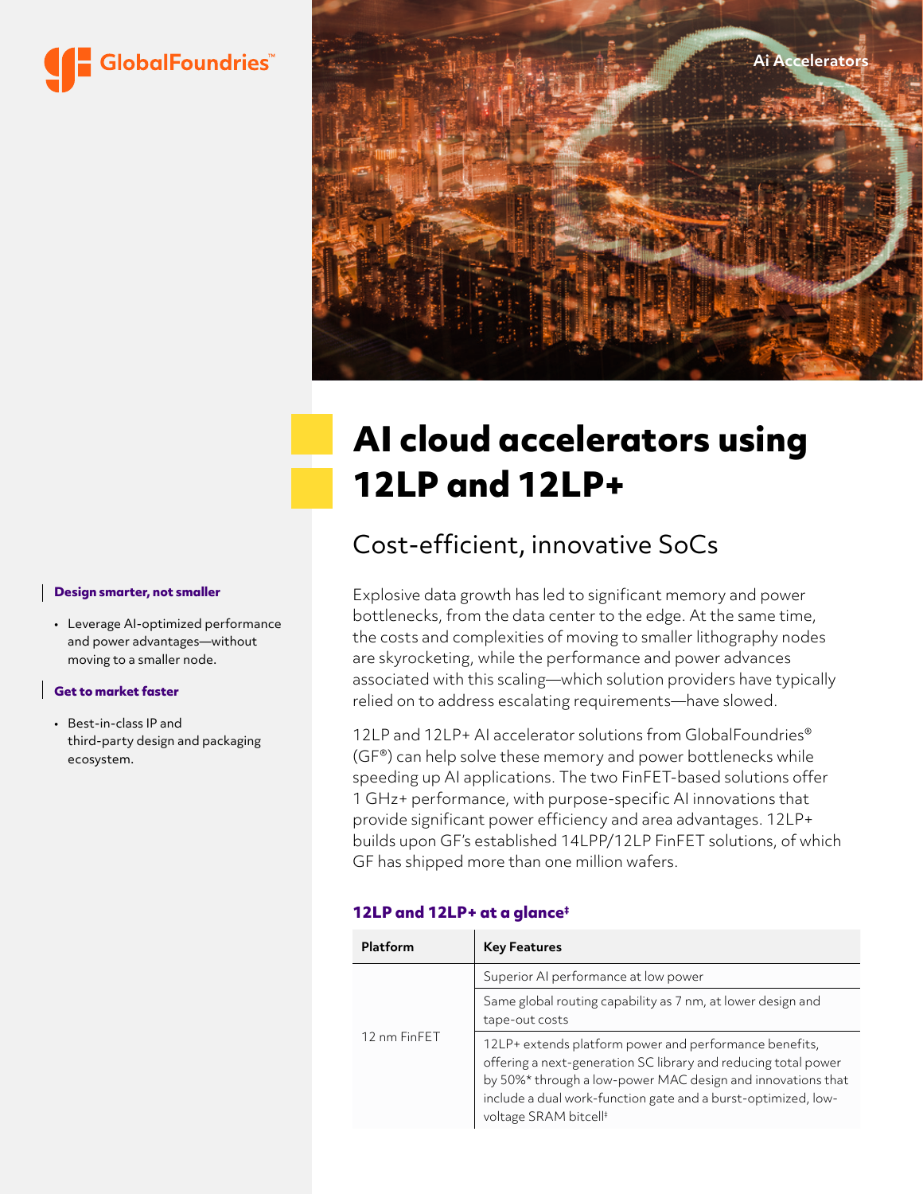GlobalFoundries™

Ai Accelerators

# AI cloud accelerators using 12LP and 12LP+

## Cost-efficient, innovative SoCs

Explosive data growth has led to significant memory and power bottlenecks, from the data center to the edge. At the same time, the costs and complexities of moving to smaller lithography nodes are skyrocketing, while the performance and power advances associated with this scaling—which solution providers have typically relied on to address escalating requirements—have slowed.

12LP and 12LP+ AI accelerator solutions from GlobalFoundries® (GF®) can help solve these memory and power bottlenecks while speeding up AI applications. The two FinFET-based solutions offer 1 GHz+ performance, with purpose-specific AI innovations that provide significant power efficiency and area advantages. 12LP+ builds upon GF's established 14LPP/12LP FinFET solutions, of which GF has shipped more than one million wafers.

### 12LP and 12LP+ at a glance‡

| Platform | Key Features |
| --- | --- |
| 12 nm FinFET | Superior AI performance at low power |
| | Same global routing capability as 7 nm, at lower design and tape-out costs |
| | 12LP+ extends platform power and performance benefits, offering a next-generation SC library and reducing total power by 50%* through a low-power MAC design and innovations that include a dual work-function gate and a burst-optimized, low-voltage SRAM bitcell‡ |

**Design smarter, not smaller**

- Leverage AI-optimized performance and power advantages—without moving to a smaller node.

**Get to market faster**

- Best-in-class IP and third-party design and packaging ecosystem.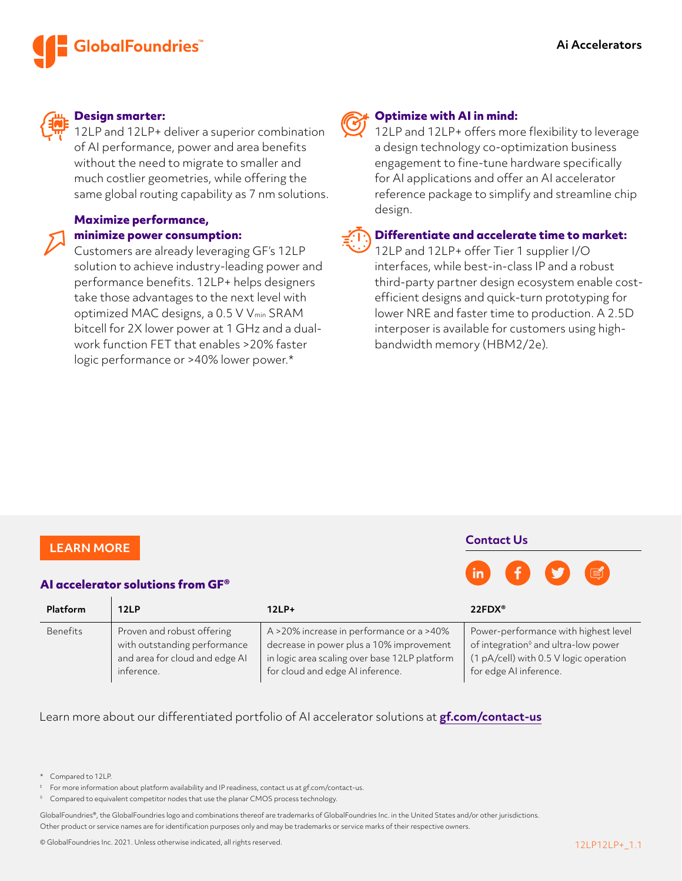### Design smarter:

12LP and 12LP+ deliver a superior combination of AI performance, power and area benefits without the need to migrate to smaller and much costlier geometries, while offering the same global routing capability as 7 nm solutions.

### Maximize performance, minimize power consumption:

Customers are already leveraging GF's 12LP solution to achieve industry-leading power and performance benefits. 12LP+ helps designers take those advantages to the next level with optimized MAC designs, a 0.5 V $V_{min}$ SRAM bitcell for 2X lower power at 1 GHz and a dual-work function FET that enables >20% faster logic performance or >40% lower power.*

### Optimize with AI in mind:

12LP and 12LP+ offers more flexibility to leverage a design technology co-optimization business engagement to fine-tune hardware specifically for AI applications and offer an AI accelerator reference package to simplify and streamline chip design.

### Differentiate and accelerate time to market:

12LP and 12LP+ offer Tier 1 supplier I/O interfaces, while best-in-class IP and a robust third-party partner design ecosystem enable cost-efficient designs and quick-turn prototyping for lower NRE and faster time to production. A 2.5D interposer is available for customers using high-bandwidth memory (HBM2/2e).

**LEARN MORE**

**Contact Us**

### AI accelerator solutions from GF®

| Platform | 12LP | 12LP+ | 22FDX® |
|---|---|---|---|
| Benefits | Proven and robust offering with outstanding performance and area for cloud and edge AI inference. | A >20% increase in performance or a >40% decrease in power plus a 10% improvement in logic area scaling over base 12LP platform for cloud and edge AI inference. | Power-performance with highest level of integration◊ and ultra-low power (1 pA/cell) with 0.5 V logic operation for edge AI inference. |

Learn more about our differentiated portfolio of AI accelerator solutions at **gf.com/contact-us**

\* Compared to 12LP.

‡ For more information about platform availability and IP readiness, contact us at gf.com/contact-us.

◊ Compared to equivalent competitor nodes that use the planar CMOS process technology.

GlobalFoundries®, the GlobalFoundries logo and combinations thereof are trademarks of GlobalFoundries Inc. in the United States and/or other jurisdictions. Other product or service names are for identification purposes only and may be trademarks or service marks of their respective owners.

© GlobalFoundries Inc. 2021. Unless otherwise indicated, all rights reserved.

12LP12LP+_1.1